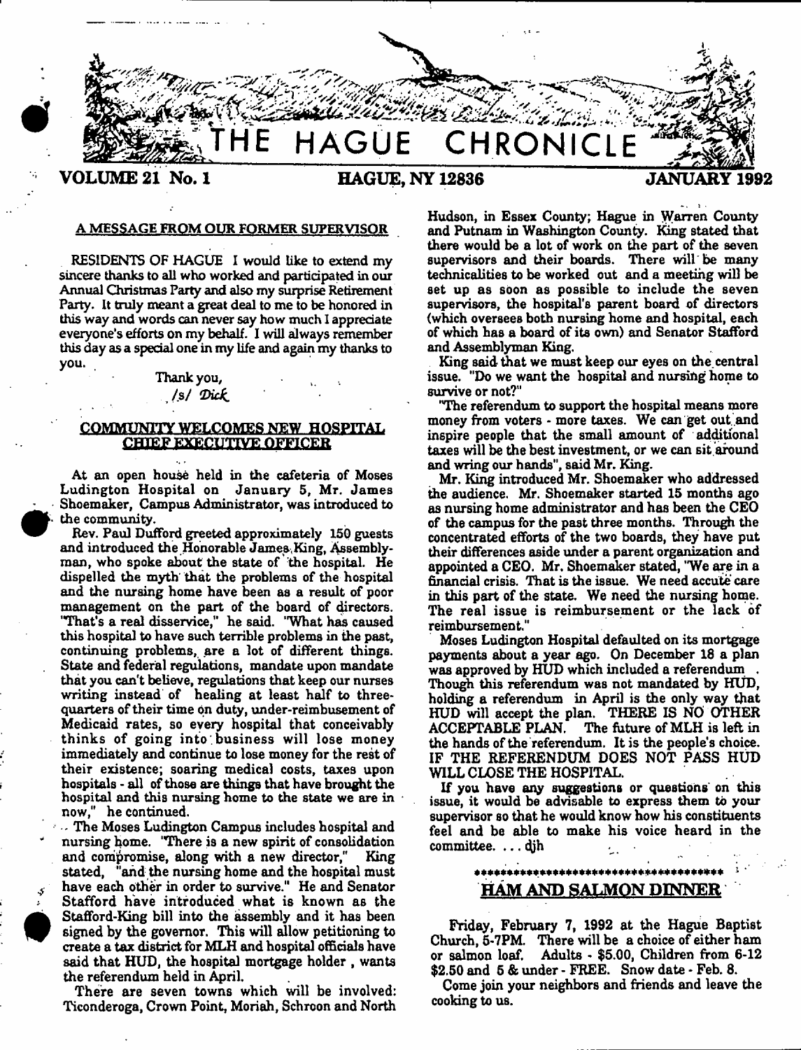# THE HAGUE CHRONICLE

**VOLUME 21 No. 1** **HAGUE, NY 12836** **JANUARY 1992**

## A MESSAGE FROM OUR FORMER SUPERVISOR

RESIDENTS OF HAGUE I would like to extend my sincere thanks to all who worked and participated in our Annual Christmas Party and also my surprise Retirement Party. It truly meant a great deal to me to be honored in this way and words can never say how much I appreciate everyone's efforts on my behalf. I will always remember this day as a special one in my life and again my thanks to you.

Thank you,
/s/ *Dick*

## COMMUNITY WELCOMES NEW HOSPITAL CHIEF EXECUTIVE OFFICER

At an open house held in the cafeteria of Moses Ludington Hospital on January 5, Mr. James Shoemaker, Campus Administrator, was introduced to the community.

Rev. Paul Dufford greeted approximately 150 guests and introduced the Honorable James King, Assemblyman, who spoke about the state of the hospital. He dispelled the myth that the problems of the hospital and the nursing home have been as a result of poor management on the part of the board of directors. "That's a real disservice," he said. "What has caused this hospital to have such terrible problems in the past, continuing problems, are a lot of different things. State and federal regulations, mandate upon mandate that you can't believe, regulations that keep our nurses writing instead of healing at least half to three-quarters of their time on duty, under-reimbursement of Medicaid rates, so every hospital that conceivably thinks of going into business will lose money immediately and continue to lose money for the rest of their existence; soaring medical costs, taxes upon hospitals - all of those are things that have brought the hospital and this nursing home to the state we are in now," he continued.

The Moses Ludington Campus includes hospital and nursing home. "There is a new spirit of consolidation and compromise, along with a new director," King stated, "and the nursing home and the hospital must have each other in order to survive." He and Senator Stafford have introduced what is known as the Stafford-King bill into the assembly and it has been signed by the governor. This will allow petitioning to create a tax district for MLH and hospital officials have said that HUD, the hospital mortgage holder, wants the referendum held in April.

There are seven towns which will be involved: Ticonderoga, Crown Point, Moriah, Schroon and North Hudson, in Essex County; Hague in Warren County and Putnam in Washington County. King stated that there would be a lot of work on the part of the seven supervisors and their boards. There will be many technicalities to be worked out and a meeting will be set up as soon as possible to include the seven supervisors, the hospital's parent board of directors (which oversees both nursing home and hospital, each of which has a board of its own) and Senator Stafford and Assemblyman King.

King said that we must keep our eyes on the central issue. "Do we want the hospital and nursing home to survive or not?"

"The referendum to support the hospital means more money from voters - more taxes. We can get out and inspire people that the small amount of additional taxes will be the best investment, or we can sit around and wring our hands", said Mr. King.

Mr. King introduced Mr. Shoemaker who addressed the audience. Mr. Shoemaker started 15 months ago as nursing home administrator and has been the CEO of the campus for the past three months. Through the concentrated efforts of the two boards, they have put their differences aside under a parent organization and appointed a CEO. Mr. Shoemaker stated, "We are in a financial crisis. That is the issue. We need accute care in this part of the state. We need the nursing home. The real issue is reimbursement or the lack of reimbursement."

Moses Ludington Hospital defaulted on its mortgage payments about a year ago. On December 18 a plan was approved by HUD which included a referendum . Though this referendum was not mandated by HUD, holding a referendum in April is the only way that HUD will accept the plan. THERE IS NO OTHER ACCEPTABLE PLAN. The future of MLH is left in the hands of the referendum. It is the people's choice. IF THE REFERENDUM DOES NOT PASS HUD WILL CLOSE THE HOSPITAL.

If you have any suggestions or questions on this issue, it would be advisable to express them to your supervisor so that he would know how his constituents feel and be able to make his voice heard in the committee. . . . djh

**************************************

## HAM AND SALMON DINNER

Friday, February 7, 1992 at the Hague Baptist Church, 5-7PM. There will be a choice of either ham or salmon loaf. Adults - $5.00, Children from 6-12 $2.50 and 5 & under - FREE. Snow date - Feb. 8.

Come join your neighbors and friends and leave the cooking to us.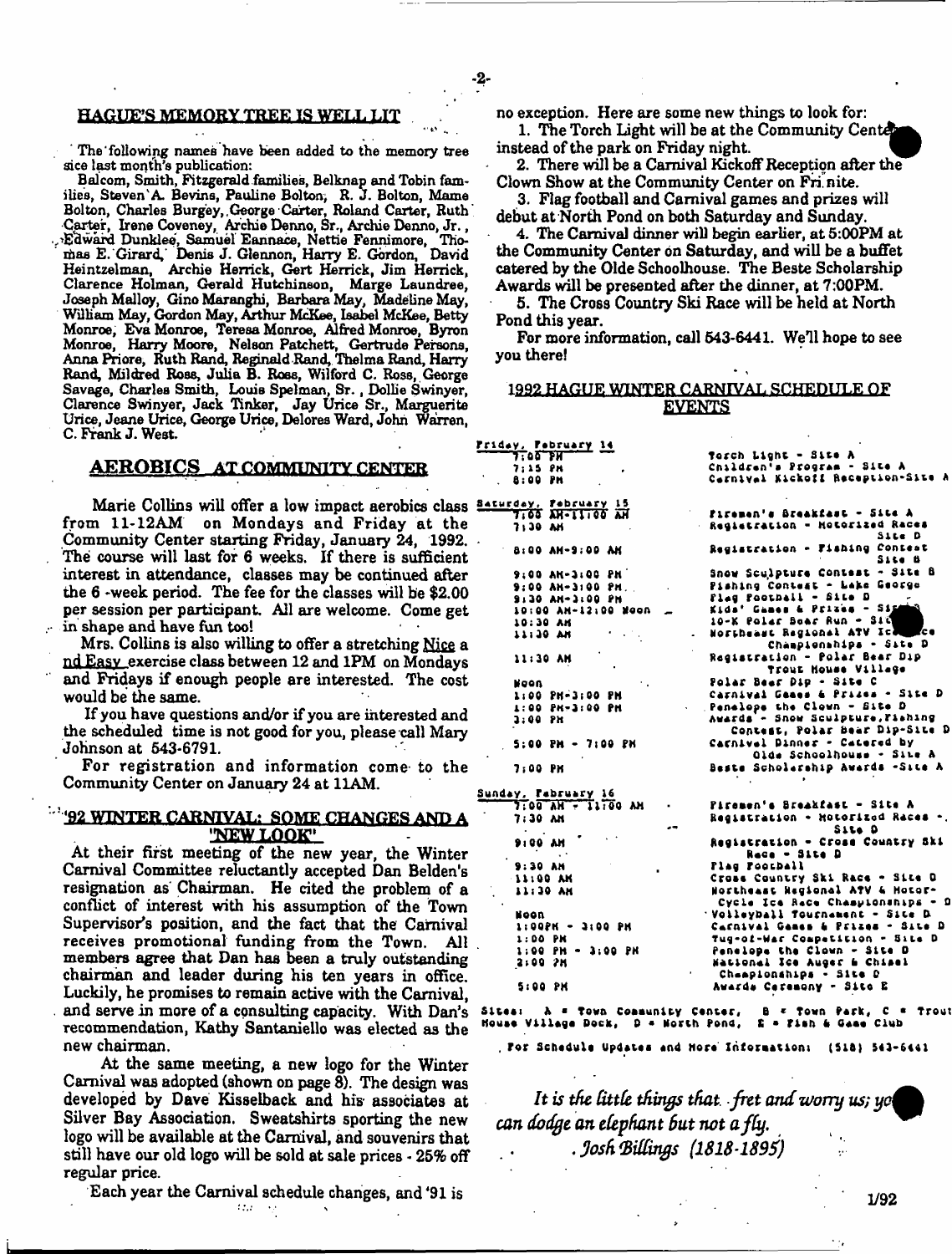## HAGUE'S MEMORY TREE IS WELL LIT

The following names have been added to the memory tree sice last month's publication:

Balcom, Smith, Fitzgerald families, Belknap and Tobin families, Steven A. Bevins, Pauline Bolton, R. J. Bolton, Mame Bolton, Charles Burgey, George Carter, Roland Carter, Ruth Carter, Irene Coveney, Archie Denno, Sr., Archie Denno, Jr., Edward Dunklee, Samuel Eannace, Nettie Fennimore, Thomas E. Girard, Denis J. Glennon, Harry E. Gordon, David Heintzelman, Archie Herrick, Gert Herrick, Jim Herrick, Clarence Holman, Gerald Hutchinson, Marge Laundree, Joseph Malloy, Gino Maranghi, Barbara May, Madeline May, William May, Gordon May, Arthur McKee, Isabel McKee, Betty Monroe, Eva Monroe, Teresa Monroe, Alfred Monroe, Byron Monroe, Harry Moore, Nelson Patchett, Gertrude Persons, Anna Priore, Ruth Rand, Reginald Rand, Thelma Rand, Harry Rand, Mildred Ross, Julia B. Ross, Wilford C. Ross, George Savage, Charles Smith, Louis Spelman, Sr., Dollie Swinyer, Clarence Swinyer, Jack Tinker, Jay Urice Sr., Marguerite Urice, Jeane Urice, George Urice, Delores Ward, John Warren, C. Frank J. West.

## AEROBICS AT COMMUNITY CENTER

Marie Collins will offer a low impact aerobics class from 11-12AM on Mondays and Friday at the Community Center starting Friday, January 24, 1992. The course will last for 6 weeks. If there is sufficient interest in attendance, classes may be continued after the 6 -week period. The fee for the classes will be $2.00 per session per participant. All are welcome. Come get in shape and have fun too!

Mrs. Collins is also willing to offer a stretching Nice and Easy exercise class between 12 and 1PM on Mondays and Fridays if enough people are interested. The cost would be the same.

If you have questions and/or if you are interested and the scheduled time is not good for you, please call Mary Johnson at 543-6791.

For registration and information come to the Community Center on January 24 at 11AM.

## '92 WINTER CARNIVAL: SOME CHANGES AND A "NEW LOOK"

At their first meeting of the new year, the Winter Carnival Committee reluctantly accepted Dan Belden's resignation as Chairman. He cited the problem of a conflict of interest with his assumption of the Town Supervisor's position, and the fact that the Carnival receives promotional funding from the Town. All members agree that Dan has been a truly outstanding chairman and leader during his ten years in office. Luckily, he promises to remain active with the Carnival, and serve in more of a consulting capacity. With Dan's recommendation, Kathy Santaniello was elected as the new chairman.

At the same meeting, a new logo for the Winter Carnival was adopted (shown on page 8). The design was developed by Dave Kisselback and his associates at Silver Bay Association. Sweatshirts sporting the new logo will be available at the Carnival, and souvenirs that still have our old logo will be sold at sale prices - 25% off regular price.

Each year the Carnival schedule changes, and '91 is no exception. Here are some new things to look for:

1. The Torch Light will be at the Community Center instead of the park on Friday night.
2. There will be a Carnival Kickoff Reception after the Clown Show at the Community Center on Fri. nite.
3. Flag football and Carnival games and prizes will debut at North Pond on both Saturday and Sunday.
4. The Carnival dinner will begin earlier, at 5:00PM at the Community Center on Saturday, and will be a buffet catered by the Olde Schoolhouse. The Beste Scholarship Awards will be presented after the dinner, at 7:00PM.
5. The Cross Country Ski Race will be held at North Pond this year.

For more information, call 543-6441. We'll hope to see you there!

## 1992 HAGUE WINTER CARNIVAL SCHEDULE OF EVENTS

**Friday, February 14**

| Time | Event |
|---|---|
| 7:00 PM | Torch Light - Site A |
| 7:15 PM | Children's Program - Site A |
| 8:00 PM | Carnival Kickoff Reception-Site A |

**Saturday, February 15**

| Time | Event |
|---|---|
| 7:00 AM-11:00 AM | Firemen's Breakfast - Site A |
| 7:30 AM | Registration - Motorized Races Site D |
| 8:00 AM-9:00 AM | Registration - Fishing Contest Site B |
| 9:00 AM-3:00 PM | Snow Sculpture Contest - Site B |
| 9:00 AM-3:00 PM | Fishing Contest - Lake George |
| 9:30 AM-3:00 PM | Flag Football - Site D |
| 10:00 AM-12:00 Noon | Kids' Games & Prizes - Site |
| 10:30 AM | 10-K Polar Bear Run - Site |
| 11:30 AM | Northeast Regional ATV Ice Race Championships - Site D |
| 11:30 AM | Registration - Polar Bear Dip Trout House Village |
| Noon | Polar Bear Dip - Site C |
| 1:00 PM-3:00 PM | Carnival Games & Prizes - Site D |
| 1:00 PM-3:00 PM | Penelope the Clown - Site D |
| 3:00 PM | Awards - Snow Sculpture, Fishing Contest, Polar Bear Dip-Site D |
| 5:00 PM - 7:00 PM | Carnival Dinner - Catered by Olde Schoolhouse - Site A |
| 7:00 PM | Beste Scholarship Awards -Site A |

**Sunday, February 16**

| Time | Event |
|---|---|
| 7:00 AM - 11:00 AM | Firemen's Breakfast - Site A |
| 7:30 AM | Registration - Motorized Races - Site D |
| 9:00 AM | Registration - Cross Country Ski Race - Site D |
| 9:30 AM | Flag Football |
| 11:00 AM | Cross Country Ski Race - Site D |
| 11:30 AM | Northeast Regional ATV & Motor-Cycle Ice Race Championships - D |
| Noon | Volleyball Tournament - Site D |
| 1:00PM - 3:00 PM | Carnival Games & Prizes - Site D |
| 1:00 PM | Tug-of-War Competition - Site D |
| 1:00 PM - 3:00 PM | Penelope the Clown - Site D |
| 3:00 PM | National Ice Auger & Chisel Championships - Site D |
| 5:00 PM | Awards Ceremony - Site E |

Sites: A = Town Community Center, B = Town Park, C = Trout House Village Dock, D = North Pond, E = Fish & Game Club

For Schedule Updates and More Information: (518) 543-6441

*It is the little things that fret and worry us; you can dodge an elephant but not a fly.*
*Josh Billings (1818-1895)*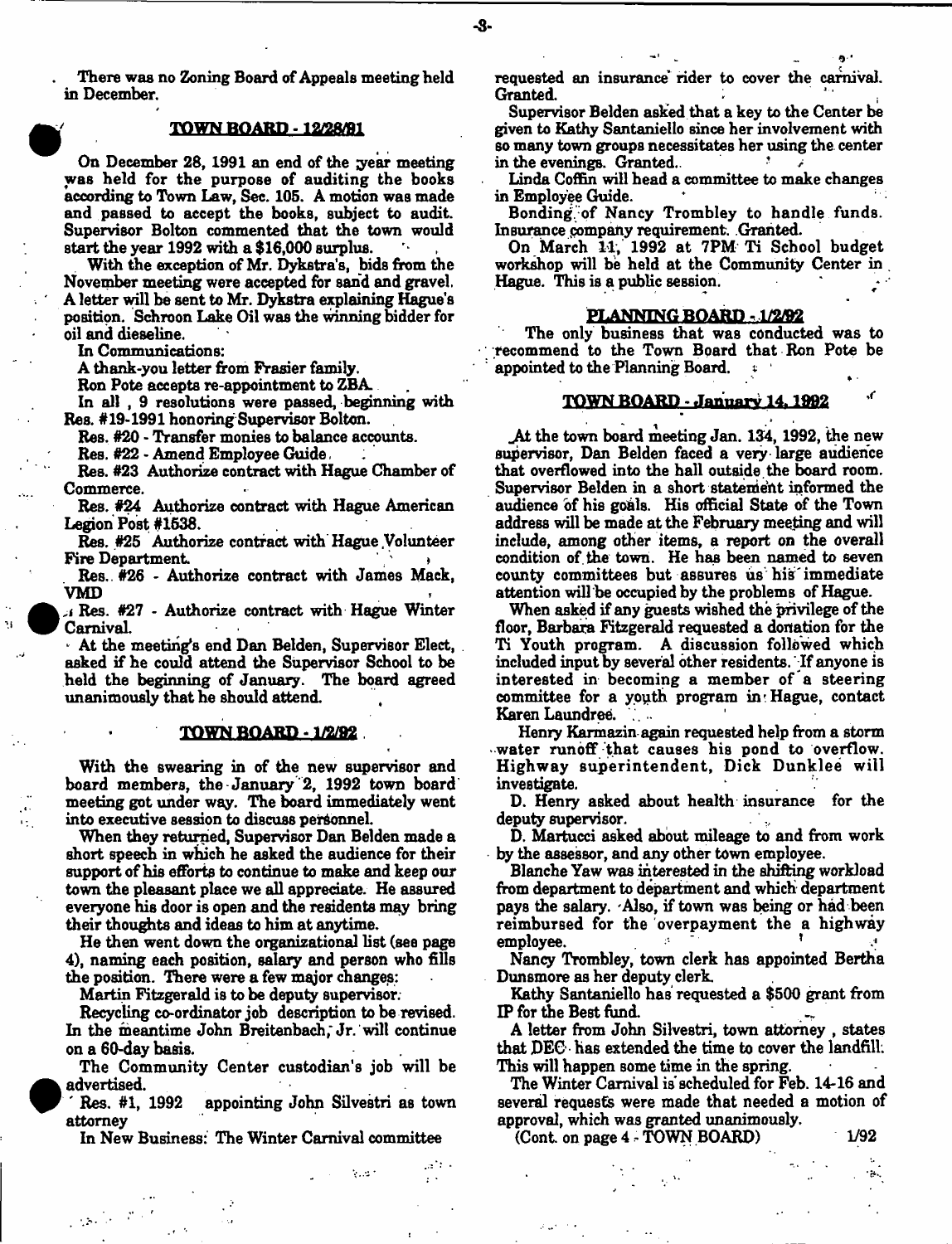There was no Zoning Board of Appeals meeting held in December.

## TOWN BOARD - 12/28/91

On December 28, 1991 an end of the year meeting was held for the purpose of auditing the books according to Town Law, Sec. 105. A motion was made and passed to accept the books, subject to audit. Supervisor Bolton commented that the town would start the year 1992 with a $16,000 surplus.

With the exception of Mr. Dykstra's, bids from the November meeting were accepted for sand and gravel. A letter will be sent to Mr. Dykstra explaining Hague's position. Schroon Lake Oil was the winning bidder for oil and dieseline.

In Communications:

A thank-you letter from Frasier family.

Ron Pote accepts re-appointment to ZBA.

In all, 9 resolutions were passed, beginning with Res. #19-1991 honoring Supervisor Bolton.

Res. #20 - Transfer monies to balance accounts.

Res. #22 - Amend Employee Guide.

Res. #23 Authorize contract with Hague Chamber of Commerce.

Res. #24 Authorize contract with Hague American Legion Post #1538.

Res. #25 Authorize contract with Hague Volunteer Fire Department.

Res. #26 - Authorize contract with James Mack, VMD

Res. #27 - Authorize contract with Hague Winter Carnival.

At the meeting's end Dan Belden, Supervisor Elect, asked if he could attend the Supervisor School to be held the beginning of January. The board agreed unanimously that he should attend.

## TOWN BOARD - 1/2/92

With the swearing in of the new supervisor and board members, the January 2, 1992 town board meeting got under way. The board immediately went into executive session to discuss personnel.

When they returned, Supervisor Dan Belden made a short speech in which he asked the audience for their support of his efforts to continue to make and keep our town the pleasant place we all appreciate. He assured everyone his door is open and the residents may bring their thoughts and ideas to him at anytime.

He then went down the organizational list (see page 4), naming each position, salary and person who fills the position. There were a few major changes:

Martin Fitzgerald is to be deputy supervisor.

Recycling co-ordinator job description to be revised. In the meantime John Breitenbach, Jr. will continue on a 60-day basis.

The Community Center custodian's job will be advertised.

Res. #1, 1992 appointing John Silvestri as town attorney

In New Business: The Winter Carnival committee requested an insurance rider to cover the carnival. Granted.

Supervisor Belden asked that a key to the Center be given to Kathy Santaniello since her involvement with so many town groups necessitates her using the center in the evenings. Granted.

Linda Coffin will head a committee to make changes in Employee Guide.

Bonding of Nancy Trombley to handle funds. Insurance company requirement. Granted.

On March 11, 1992 at 7PM Ti School budget workshop will be held at the Community Center in Hague. This is a public session.

## PLANNING BOARD - 1/2/92

The only business that was conducted was to recommend to the Town Board that Ron Pote be appointed to the Planning Board.

## TOWN BOARD - January 14, 1992

At the town board meeting Jan. 134, 1992, the new supervisor, Dan Belden faced a very large audience that overflowed into the hall outside the board room. Supervisor Belden in a short statement informed the audience of his goals. His official State of the Town address will be made at the February meeting and will include, among other items, a report on the overall condition of the town. He has been named to seven county committees but assures us his immediate attention will be occupied by the problems of Hague.

When asked if any guests wished the privilege of the floor, Barbara Fitzgerald requested a donation for the Ti Youth program. A discussion followed which included input by several other residents. If anyone is interested in becoming a member of a steering committee for a youth program in Hague, contact Karen Laundree.

Henry Karmazin again requested help from a storm water runoff that causes his pond to overflow. Highway superintendent, Dick Dunklee will investigate.

D. Henry asked about health insurance for the deputy supervisor.

D. Martucci asked about mileage to and from work by the assessor, and any other town employee.

Blanche Yaw was interested in the shifting workload from department to department and which department pays the salary. Also, if town was being or had been reimbursed for the overpayment the a highway employee.

Nancy Trombley, town clerk has appointed Bertha Dunsmore as her deputy clerk.

Kathy Santaniello has requested a $500 grant from IP for the Best fund.

A letter from John Silvestri, town attorney, states that DEC has extended the time to cover the landfill. This will happen some time in the spring.

The Winter Carnival is scheduled for Feb. 14-16 and several requests were made that needed a motion of approval, which was granted unanimously.

(Cont. on page 4 - TOWN BOARD) 1/92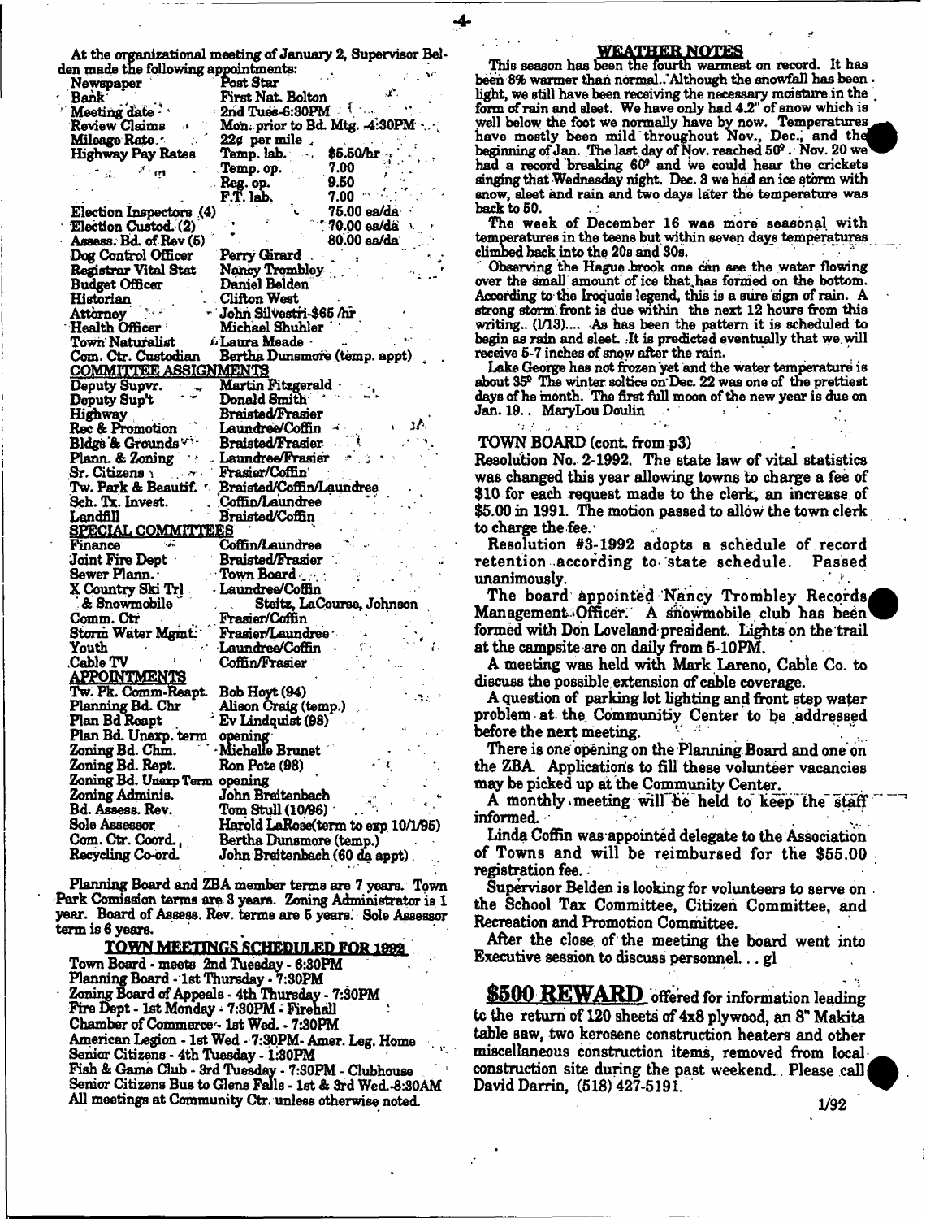At the organizational meeting of January 2, Supervisor Belden made the following appointments:

| | |
|---|---|
| Newspaper | Post Star |
| Bank | First Nat. Bolton |
| Meeting date | 2nd Tues-6:30PM |
| Review Claims | Mon. prior to Bd. Mtg. -4:30PM |
| Mileage Rate | 22¢ per mile |
| Highway Pay Rates | Temp. lab. $5.50/hr |
| | Temp. op. 7.00 |
| | Reg. op. 9.50 |
| | F.T. lab. 7.00 |
| Election Inspectors (4) | 75.00 ea/da |
| Election Custod. (2) | 70.00 ea/da |
| Assess. Bd. of Rev (5) | 80.00 ea/da |
| Dog Control Officer | Perry Girard |
| Registrar Vital Stat | Nancy Trombley |
| Budget Officer | Daniel Belden |
| Historian | Clifton West |
| Attorney | John Silvestri-$65 /hr |
| Health Officer | Michael Shuhler |
| Town Naturalist | Laura Meade |
| Com. Ctr. Custodian | Bertha Dunsmore (temp. appt) |

**COMMITTEE ASSIGNMENTS**

| | |
|---|---|
| Deputy Supvr. | Martin Fitzgerald |
| Deputy Sup't | Donald Smith |
| Highway | Braisted/Frasier |
| Rec & Promotion | Laundree/Coffin |
| Bldgs & Grounds | Braisted/Frasier |
| Plann. & Zoning | Laundree/Frasier |
| Sr. Citizens | Frasier/Coffin |
| Tw. Park & Beautif. | Braisted/Coffin/Laundree |
| Sch. Tx. Invest. | Coffin/Laundree |
| Landfill | Braisted/Coffin |

**SPECIAL COMMITTEES**

| | |
|---|---|
| Finance | Coffin/Laundree |
| Joint Fire Dept | Braisted/Frasier |
| Sewer Plann. | Town Board |
| X Country Ski Trl & Snowmobile | Laundree/Coffin<br>Steitz, LaCourse, Johnson |
| Comm. Ctr | Frasier/Coffin |
| Storm Water Mgmt. | Frasier/Laundree |
| Youth | Laundree/Coffin |
| Cable TV | Coffin/Frasier |

**APPOINTMENTS**

| | |
|---|---|
| Tw. Pk. Comm-Reapt. | Bob Hoyt (94) |
| Planning Bd. Chr | Alison Craig (temp.) |
| Plan Bd Reapt | Ev Lindquist (98) |
| Plan Bd. Unexp. term | opening |
| Zoning Bd. Chm. | Michelle Brunet |
| Zoning Bd. Reapt. | Ron Pote (98) |
| Zoning Bd. Unexp Term | opening |
| Zoning Adminis. | John Breitenbach |
| Bd. Assess. Rev. | Tom Stull (10/96) |
| Sole Assessor | Harold LaRose(term to exp 10/1/95) |
| Com. Ctr. Coord. | Bertha Dunsmore (temp.) |
| Recycling Co-ord. | John Breitenbach (60 da appt) |

Planning Board and ZBA member terms are 7 years. Town Park Comission terms are 3 years. Zoning Administrator is 1 year. Board of Assess. Rev. terms are 5 years. Sole Assessor term is 6 years.

**TOWN MEETINGS SCHEDULED FOR 1992**

Town Board - meets 2nd Tuesday - 6:30PM
Planning Board - 1st Thursday - 7:30PM
Zoning Board of Appeals - 4th Thursday - 7:30PM
Fire Dept - 1st Monday - 7:30PM - Firehall
Chamber of Commerce - 1st Wed. - 7:30PM
American Legion - 1st Wed - 7:30PM- Amer. Leg. Home
Senior Citizens - 4th Tuesday - 1:30PM
Fish & Game Club - 3rd Tuesday - 7:30PM - Clubhouse
Senior Citizens Bus to Glens Falls - 1st & 3rd Wed.-8:30AM
All meetings at Community Ctr. unless otherwise noted.

## WEATHER NOTES

This season has been the fourth warmest on record. It has been 8% warmer than normal. Although the snowfall has been light, we still have been receiving the necessary moisture in the form of rain and sleet. We have only had 4.2" of snow which is well below the foot we normally have by now. Temperatures have mostly been mild throughout Nov., Dec., and the beginning of Jan. The last day of Nov. reached 50°. Nov. 20 we had a record breaking 60° and we could hear the crickets singing that Wednesday night. Dec. 3 we had an ice storm with snow, sleet and rain and two days later the temperature was back to 50.

The week of December 16 was more seasonal with temperatures in the teens but within seven days temperatures climbed back into the 20s and 30s.

Observing the Hague brook one can see the water flowing over the small amount of ice that has formed on the bottom. According to the Iroquois legend, this is a sure sign of rain. A strong storm front is due within the next 12 hours from this writing.. (1/13).... As has been the pattern it is scheduled to begin as rain and sleet. It is predicted eventually that we will receive 5-7 inches of snow after the rain.

Lake George has not frozen yet and the water temperature is about 35° The winter soltice on Dec. 22 was one of the prettiest days of he month. The first full moon of the new year is due on Jan. 19.. MaryLou Doulin

## TOWN BOARD (cont. from p3)

Resolution No. 2-1992. The state law of vital statistics was changed this year allowing towns to charge a fee of $10 for each request made to the clerk, an increase of $5.00 in 1991. The motion passed to allow the town clerk to charge the fee.

Resolution #3-1992 adopts a schedule of record retention according to state schedule. Passed unanimously.

The board appointed Nancy Trombley Records Management Officer. A snowmobile club has been formed with Don Loveland president. Lights on the trail at the campsite are on daily from 5-10PM.

A meeting was held with Mark Lareno, Cable Co. to discuss the possible extension of cable coverage.

A question of parking lot lighting and front step water problem at the Communitiy Center to be addressed before the next meeting.

There is one opening on the Planning Board and one on the ZBA. Applications to fill these volunteer vacancies may be picked up at the Community Center.

A monthly meeting will be held to keep the staff informed.

Linda Coffin was appointed delegate to the Association of Towns and will be reimbursed for the $55.00 registration fee.

Supervisor Belden is looking for volunteers to serve on the School Tax Committee, Citizen Committee, and Recreation and Promotion Committee.

After the close of the meeting the board went into Executive session to discuss personnel... gl

**$500 REWARD** offered for information leading to the return of 120 sheets of 4x8 plywood, an 8" Makita table saw, two kerosene construction heaters and other miscellaneous construction items, removed from local construction site during the past weekend. Please call David Darrin, (518) 427-5191.

1/92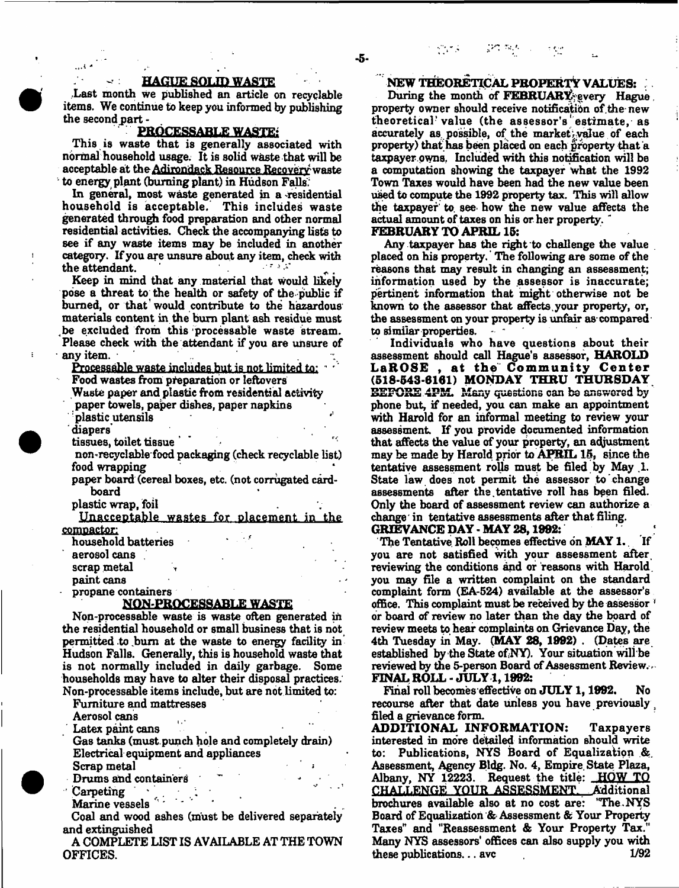## HAGUE SOLID WASTE

Last month we published an article on recyclable items. We continue to keep you informed by publishing the second part -

### PROCESSABLE WASTE:

This is waste that is generally associated with normal household usage. It is solid waste that will be acceptable at the Adirondack Resource Recovery waste to energy plant (burning plant) in Hudson Falls.

In general, most waste generated in a residential household is acceptable. This includes waste generated through food preparation and other normal residential activities. Check the accompanying lists to see if any waste items may be included in another category. If you are unsure about any item, check with the attendant.

Keep in mind that any material that would likely pose a threat to the health or safety of the public if burned, or that would contribute to the hazardous materials content in the burn plant ash residue must be excluded from this processable waste stream. Please check with the attendant if you are unsure of any item.

Processable waste includes but is not limited to:

- Food wastes from preparation or leftovers
- Waste paper and plastic from residential activity
- paper towels, paper dishes, paper napkins
- plastic utensils
- diapers
- tissues, toilet tissue
- non-recyclable food packaging (check recyclable list)
- food wrapping
- paper board (cereal boxes, etc. (not corrugated cardboard
- plastic wrap, foil

Unacceptable wastes for placement in the compactor:

- household batteries
- aerosol cans
- scrap metal
- paint cans
- propane containers

### NON-PROCESSABLE WASTE

Non-processable waste is waste often generated in the residential household or small business that is not permitted to burn at the waste to energy facility in Hudson Falls. Generally, this is household waste that is not normally included in daily garbage. Some households may have to alter their disposal practices. Non-processable items include, but are not limited to:

- Furniture and mattresses
- Aerosol cans
- Latex paint cans
- Gas tanks (must punch hole and completely drain)
- Electrical equipment and appliances
- Scrap metal
- Drums and containers
- Carpeting
- Marine vessels
- Coal and wood ashes (must be delivered separately and extinguished

A COMPLETE LIST IS AVAILABLE AT THE TOWN OFFICES.

## NEW THEORETICAL PROPERTY VALUES:

During the month of **FEBRUARY** every Hague property owner should receive notification of the new theoretical value (the assessor's estimate, as accurately as possible, of the market value of each property) that has been placed on each property that a taxpayer owns. Included with this notification will be a computation showing the taxpayer what the 1992 Town Taxes would have been had the new value been used to compute the 1992 property tax. This will allow the taxpayer to see how the new value affects the actual amount of taxes on his or her property.

**FEBRUARY TO APRIL 15:**

Any taxpayer has the right to challenge the value placed on his property. The following are some of the reasons that may result in changing an assessment; information used by the assessor is inaccurate; pertinent information that might otherwise not be known to the assessor that affects your property, or, the assessment on your property is unfair as compared to similar properties.

Individuals who have questions about their assessment should call Hague's assessor, **HAROLD LaROSE, at the Community Center (518-543-6161) MONDAY THRU THURSDAY BEFORE 4PM.** Many questions can be answered by phone but, if needed, you can make an appointment with Harold for an informal meeting to review your assessment. If you provide documented information that affects the value of your property, an adjustment may be made by Harold prior to **APRIL 15**, since the tentative assessment rolls must be filed by May 1. State law does not permit the assessor to change assessments after the tentative roll has been filed. Only the board of assessment review can authorize a change in tentative assessments after that filing.

**GRIEVANCE DAY - MAY 28, 1992:**

The Tentative Roll becomes effective on **MAY 1.** If you are not satisfied with your assessment after reviewing the conditions and or reasons with Harold you may file a written complaint on the standard complaint form (EA-524) available at the assessor's office. This complaint must be received by the assessor or board of review no later than the day the board of review meets to hear complaints on Grievance Day, the 4th Tuesday in May. **(MAY 28, 1992)**. (Dates are established by the State of NY). Your situation will be reviewed by the 5-person Board of Assessment Review.

**FINAL ROLL - JULY 1, 1992:**

Final roll becomes effective on **JULY 1, 1992.** No recourse after that date unless you have previously filed a grievance form.

**ADDITIONAL INFORMATION:** Taxpayers interested in more detailed information should write to: Publications, NYS Board of Equalization & Assessment, Agency Bldg. No. 4, Empire State Plaza, Albany, NY 12223. Request the title: HOW TO CHALLENGE YOUR ASSESSMENT. Additional brochures available also at no cost are: "The NYS Board of Equalization & Assessment & Your Property Taxes" and "Reassessment & Your Property Tax." Many NYS assessors' offices can also supply you with these publications... avc 1/92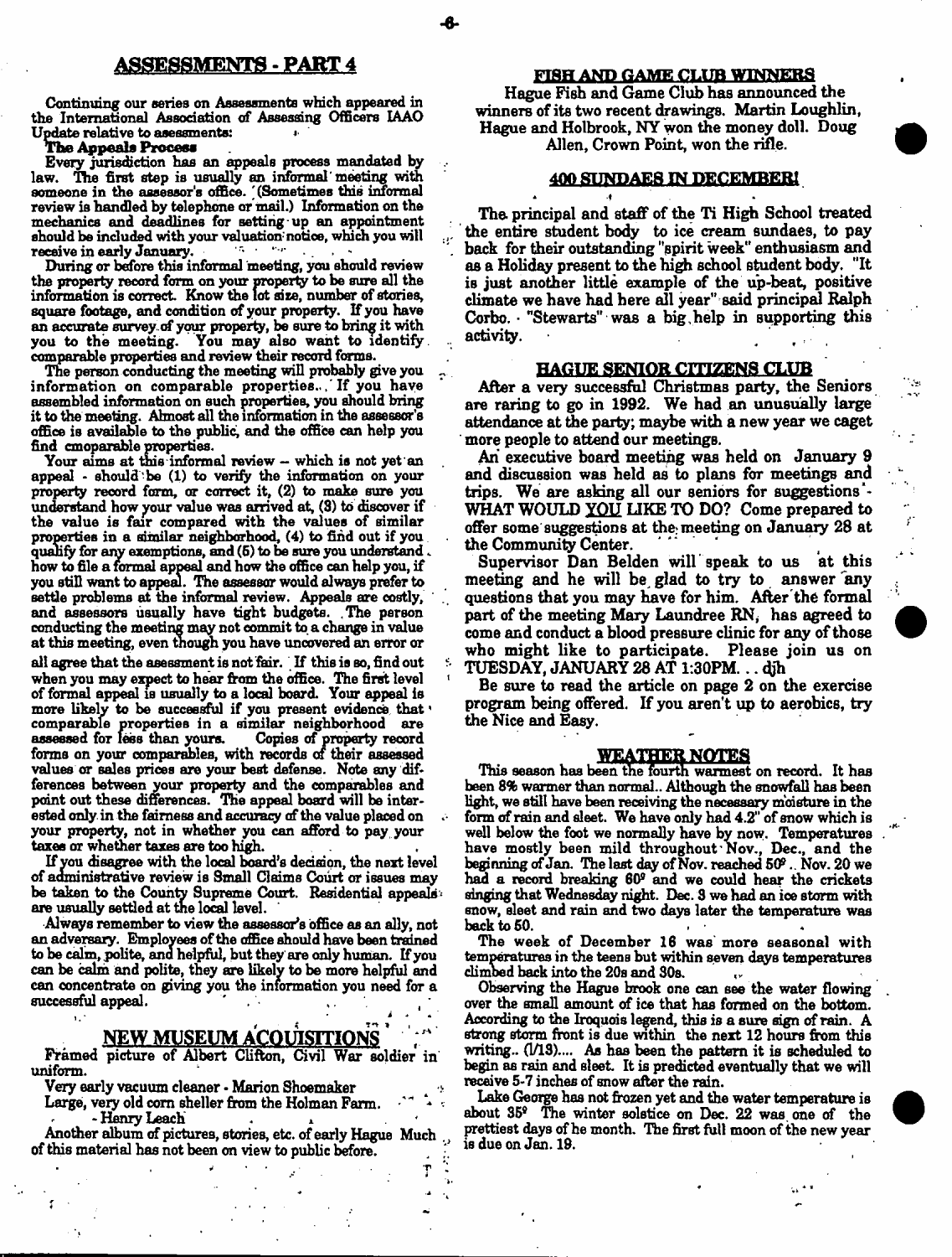## ASSESSMENTS - PART 4

Continuing our series on Assessments which appeared in the International Association of Assessing Officers IAAO Update relative to assessments:

**The Appeals Process**

Every jurisdiction has an appeals process mandated by law. The first step is usually an informal meeting with someone in the assessor's office. (Sometimes this informal review is handled by telephone or mail.) Information on the mechanics and deadlines for setting up an appointment should be included with your valuation notice, which you will receive in early January.

During or before this informal meeting, you should review the property record form on your property to be sure all the information is correct. Know the lot size, number of stories, square footage, and condition of your property. If you have an accurate survey of your property, be sure to bring it with you to the meeting. You may also want to identify comparable properties and review their record forms.

The person conducting the meeting will probably give you information on comparable properties. If you have assembled information on such properties, you should bring it to the meeting. Almost all the information in the assessor's office is available to the public, and the office can help you find cmoparable properties.

Your aims at this informal review -- which is not yet an appeal - should be (1) to verify the information on your property record form, or correct it, (2) to make sure you understand how your value was arrived at, (3) to discover if the value is fair compared with the values of similar properties in a similar neighborhood, (4) to find out if you qualify for any exemptions, and (5) to be sure you understand how to file a formal appeal and how the office can help you, if you still want to appeal. The assessor would always prefer to settle problems at the informal review. Appeals are costly, and assessors usually have tight budgets. The person conducting the meeting may not commit to a change in value at this meeting, even though you have uncovered an error or all agree that the assessment is not fair. If this is so, find out when you may expect to hear from the office. The first level of formal appeal is usually to a local board. Your appeal is more likely to be successful if you present evidence that comparable properties in a similar neighborhood are assessed for less than yours. Copies of property record forms on your comparables, with records of their assessed values or sales prices are your best defense. Note any differences between your property and the comparables and point out these differences. The appeal board will be interested only in the fairness and accuracy of the value placed on your property, not in whether you can afford to pay your taxes or whether taxes are too high.

If you disagree with the local board's decision, the next level of administrative review is Small Claims Court or issues may be taken to the County Supreme Court. Residential appeals are usually settled at the local level.

Always remember to view the assessor's office as an ally, not an adversary. Employees of the office should have been trained to be calm, polite, and helpful, but they are only human. If you can be calm and polite, they are likely to be more helpful and can concentrate on giving you the information you need for a successful appeal.

## NEW MUSEUM ACQUISITIONS

Framed picture of Albert Clifton, Civil War soldier in uniform.

Very early vacuum cleaner - Marion Shoemaker

Large, very old corn sheller from the Holman Farm. - Henry Leach

Another album of pictures, stories, etc. of early Hague Much of this material has not been on view to public before.

## FISH AND GAME CLUB WINNERS

Hague Fish and Game Club has announced the winners of its two recent drawings. Martin Loughlin, Hague and Holbrook, NY won the money doll. Doug Allen, Crown Point, won the rifle.

## 400 SUNDAES IN DECEMBER!

The principal and staff of the Ti High School treated the entire student body to ice cream sundaes, to pay back for their outstanding "spirit week" enthusiasm and as a Holiday present to the high school student body. "It is just another little example of the up-beat, positive climate we have had here all year" said principal Ralph Corbo. "Stewarts" was a big help in supporting this activity.

## HAGUE SENIOR CITIZENS CLUB

After a very successful Christmas party, the Seniors are raring to go in 1992. We had an unusually large attendance at the party; maybe with a new year we caget more people to attend our meetings.

An executive board meeting was held on January 9 and discussion was held as to plans for meetings and trips. We are asking all our seniors for suggestions - WHAT WOULD YOU LIKE TO DO? Come prepared to offer some suggestions at the meeting on January 28 at the Community Center.

Supervisor Dan Belden will speak to us at this meeting and he will be glad to try to answer any questions that you may have for him. After the formal part of the meeting Mary Laundree RN, has agreed to come and conduct a blood pressure clinic for any of those who might like to participate. Please join us on TUESDAY, JANUARY 28 AT 1:30PM... djh

Be sure to read the article on page 2 on the exercise program being offered. If you aren't up to aerobics, try the Nice and Easy.

## WEATHER NOTES

This season has been the fourth warmest on record. It has been 8% warmer than normal.. Although the snowfall has been light, we still have been receiving the necessary moisture in the form of rain and sleet. We have only had 4.2" of snow which is well below the foot we normally have by now. Temperatures have mostly been mild throughout Nov., Dec., and the beginning of Jan. The last day of Nov. reached 50°.. Nov. 20 we had a record breaking 60° and we could hear the crickets singing that Wednesday night. Dec. 3 we had an ice storm with snow, sleet and rain and two days later the temperature was back to 50.

The week of December 16 was more seasonal with temperatures in the teens but within seven days temperatures climbed back into the 20s and 30s.

Observing the Hague brook one can see the water flowing over the small amount of ice that has formed on the bottom. According to the Iroquois legend, this is a sure sign of rain. A strong storm front is due within the next 12 hours from this writing.. (1/13).... As has been the pattern it is scheduled to begin as rain and sleet. It is predicted eventually that we will receive 5-7 inches of snow after the rain.

Lake George has not frozen yet and the water temperature is about 35° The winter solstice on Dec. 22 was one of the prettiest days of he month. The first full moon of the new year is due on Jan. 19.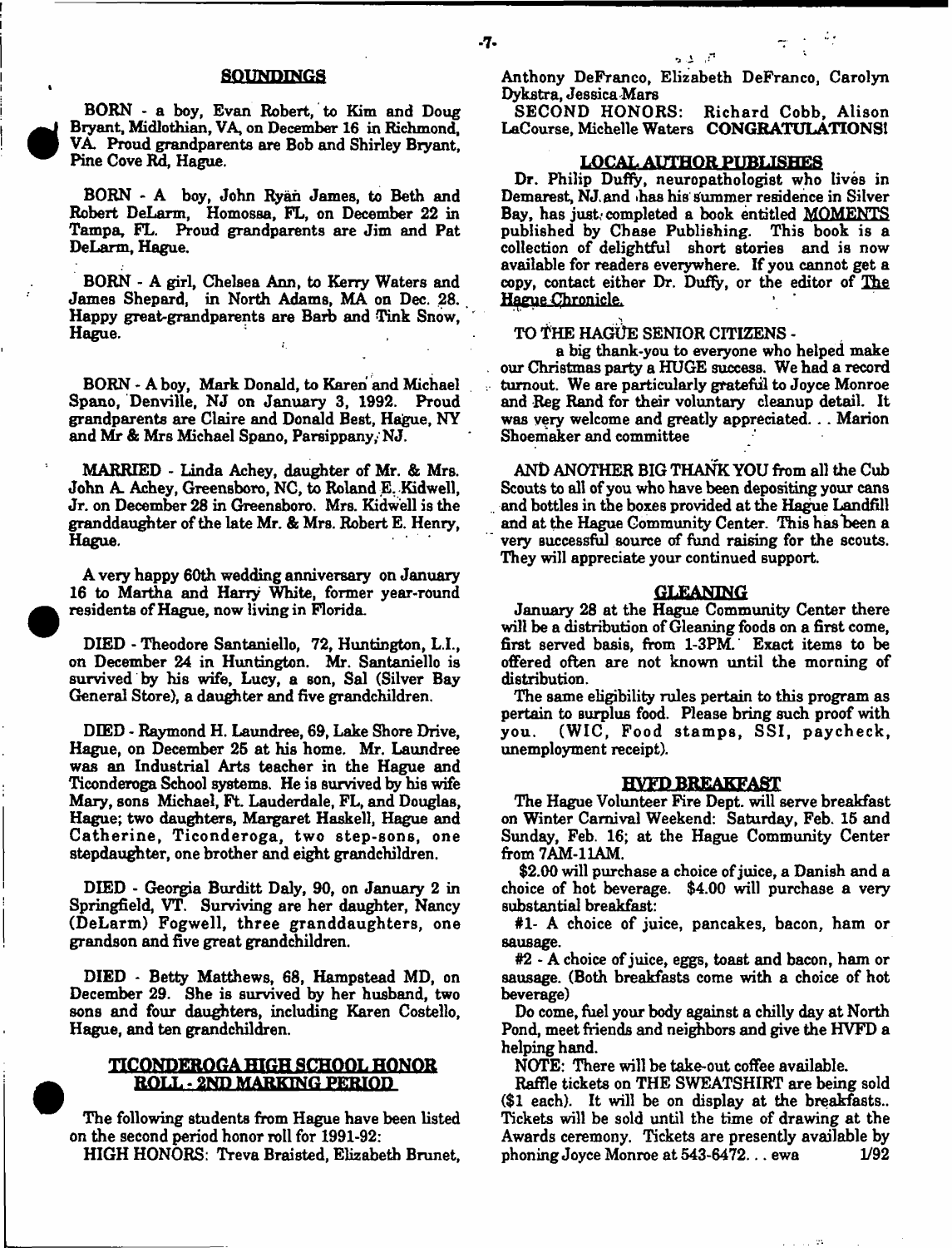## SOUNDINGS

BORN - a boy, Evan Robert, to Kim and Doug Bryant, Midlothian, VA, on December 16 in Richmond, VA. Proud grandparents are Bob and Shirley Bryant, Pine Cove Rd, Hague.

BORN - A boy, John Ryan James, to Beth and Robert DeLarm, Homossa, FL, on December 22 in Tampa, FL. Proud grandparents are Jim and Pat DeLarm, Hague.

BORN - A girl, Chelsea Ann, to Kerry Waters and James Shepard, in North Adams, MA on Dec. 28. Happy great-grandparents are Barb and Tink Snow, Hague.

BORN - A boy, Mark Donald, to Karen and Michael Spano, Denville, NJ on January 3, 1992. Proud grandparents are Claire and Donald Best, Hague, NY and Mr & Mrs Michael Spano, Parsippany, NJ.

MARRIED - Linda Achey, daughter of Mr. & Mrs. John A. Achey, Greensboro, NC, to Roland E. Kidwell, Jr. on December 28 in Greensboro. Mrs. Kidwell is the granddaughter of the late Mr. & Mrs. Robert E. Henry, Hague.

A very happy 60th wedding anniversary on January 16 to Martha and Harry White, former year-round residents of Hague, now living in Florida.

DIED - Theodore Santaniello, 72, Huntington, L.I., on December 24 in Huntington. Mr. Santaniello is survived by his wife, Lucy, a son, Sal (Silver Bay General Store), a daughter and five grandchildren.

DIED - Raymond H. Laundree, 69, Lake Shore Drive, Hague, on December 25 at his home. Mr. Laundree was an Industrial Arts teacher in the Hague and Ticonderoga School systems. He is survived by his wife Mary, sons Michael, Ft. Lauderdale, FL, and Douglas, Hague; two daughters, Margaret Haskell, Hague and Catherine, Ticonderoga, two step-sons, one stepdaughter, one brother and eight grandchildren.

DIED - Georgia Burditt Daly, 90, on January 2 in Springfield, VT. Surviving are her daughter, Nancy (DeLarm) Fogwell, three granddaughters, one grandson and five great grandchildren.

DIED - Betty Matthews, 68, Hampstead MD, on December 29. She is survived by her husband, two sons and four daughters, including Karen Costello, Hague, and ten grandchildren.

## TICONDEROGA HIGH SCHOOL HONOR ROLL - 2ND MARKING PERIOD

The following students from Hague have been listed on the second period honor roll for 1991-92:

HIGH HONORS: Treva Braisted, Elizabeth Brunet, Anthony DeFranco, Elizabeth DeFranco, Carolyn Dykstra, Jessica Mars

SECOND HONORS: Richard Cobb, Alison LaCourse, Michelle Waters **CONGRATULATIONS!**

## LOCAL AUTHOR PUBLISHES

Dr. Philip Duffy, neuropathologist who lives in Demarest, NJ and has his summer residence in Silver Bay, has just completed a book entitled MOMENTS published by Chase Publishing. This book is a collection of delightful short stories and is now available for readers everywhere. If you cannot get a copy, contact either Dr. Duffy, or the editor of The Hague Chronicle.

TO THE HAGUE SENIOR CITIZENS -

a big thank-you to everyone who helped make our Christmas party a HUGE success. We had a record turnout. We are particularly grateful to Joyce Monroe and Reg Rand for their voluntary cleanup detail. It was very welcome and greatly appreciated. . . Marion Shoemaker and committee

AND ANOTHER BIG THANK YOU from all the Cub Scouts to all of you who have been depositing your cans and bottles in the boxes provided at the Hague Landfill and at the Hague Community Center. This has been a very successful source of fund raising for the scouts. They will appreciate your continued support.

## GLEANING

January 28 at the Hague Community Center there will be a distribution of Gleaning foods on a first come, first served basis, from 1-3PM. Exact items to be offered often are not known until the morning of distribution.

The same eligibility rules pertain to this program as pertain to surplus food. Please bring such proof with you. (WIC, Food stamps, SSI, paycheck, unemployment receipt).

## HVFD BREAKFAST

The Hague Volunteer Fire Dept. will serve breakfast on Winter Carnival Weekend: Saturday, Feb. 15 and Sunday, Feb. 16; at the Hague Community Center from 7AM-11AM.

$2.00 will purchase a choice of juice, a Danish and a choice of hot beverage. $4.00 will purchase a very substantial breakfast:

#1- A choice of juice, pancakes, bacon, ham or sausage.

#2 - A choice of juice, eggs, toast and bacon, ham or sausage. (Both breakfasts come with a choice of hot beverage)

Do come, fuel your body against a chilly day at North Pond, meet friends and neighbors and give the HVFD a helping hand.

NOTE: There will be take-out coffee available.

Raffle tickets on THE SWEATSHIRT are being sold ($1 each). It will be on display at the breakfasts.. Tickets will be sold until the time of drawing at the Awards ceremony. Tickets are presently available by phoning Joyce Monroe at 543-6472. . . ewa 1/92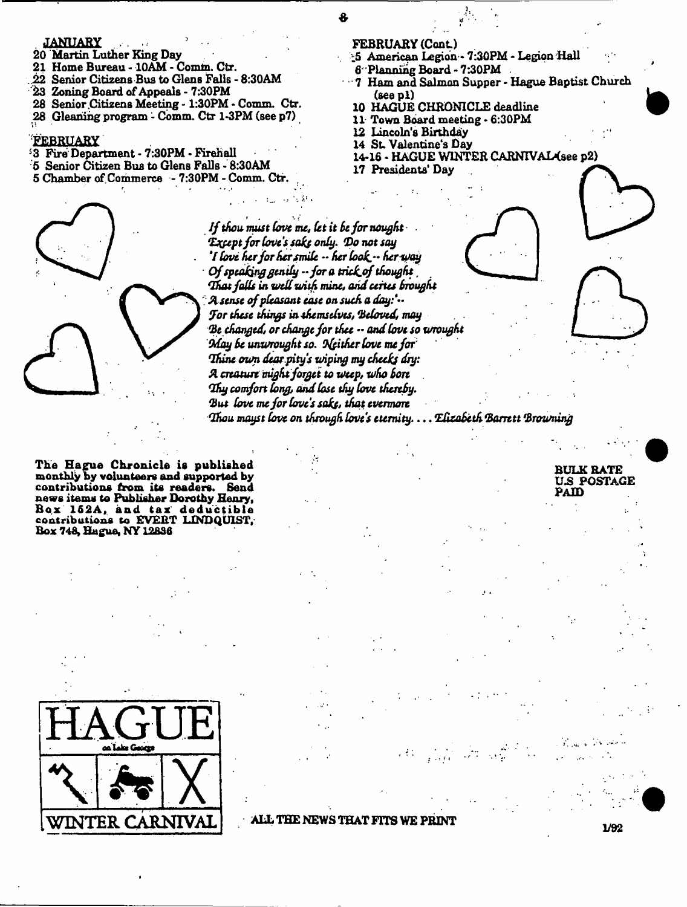## JANUARY

20 Martin Luther King Day
21 Home Bureau - 10AM - Comm. Ctr.
22 Senior Citizens Bus to Glens Falls - 8:30AM
23 Zoning Board of Appeals - 7:30PM
28 Senior Citizens Meeting - 1:30PM - Comm. Ctr.
28 Gleaning program - Comm. Ctr 1-3PM (see p7)

## FEBRUARY

3 Fire Department - 7:30PM - Firehall
5 Senior Citizen Bus to Glens Falls - 8:30AM
5 Chamber of Commerce - 7:30PM - Comm. Ctr.

## FEBRUARY (Cont.)

5 American Legion - 7:30PM - Legion Hall
6 Planning Board - 7:30PM
7 Ham and Salmon Supper - Hague Baptist Church (see p1)
10 HAGUE CHRONICLE deadline
11 Town Board meeting - 6:30PM
12 Lincoln's Birthday
14 St. Valentine's Day
14-16 - HAGUE WINTER CARNIVAL (see p2)
17 Presidents' Day

*If thou must love me, let it be for nought*
*Except for love's sake only. Do not say*
*'I love her for her smile -- her look -- her way*
*Of speaking gently -- for a trick of thought*
*That falls in well with mine, and certes brought*
*A sense of pleasant ease on such a day:' --*
*For these things in themselves, Beloved, may*
*Be changed, or change for thee -- and love so wrought*
*May be unwrought so. Neither love me for*
*Thine own dear pity's wiping my cheeks dry:*
*A creature might forget to weep, who bore*
*Thy comfort long, and lose thy love thereby.*
*But love me for love's sake, that evermore*
*Thou mayst love on through love's eternity. . . . Elizabeth Barrett Browning*

**The Hague Chronicle is published monthly by volunteers and supported by contributions from its readers. Send news items to Publisher Dorothy Henry, Box 152A, and tax deductible contributions to EVERT LINDQUIST, Box 748, Hague, NY 12836**

**BULK RATE**
**U.S POSTAGE**
**PAID**

HAGUE on Lake George
WINTER CARNIVAL

**ALL THE NEWS THAT FITS WE PRINT**

1/92